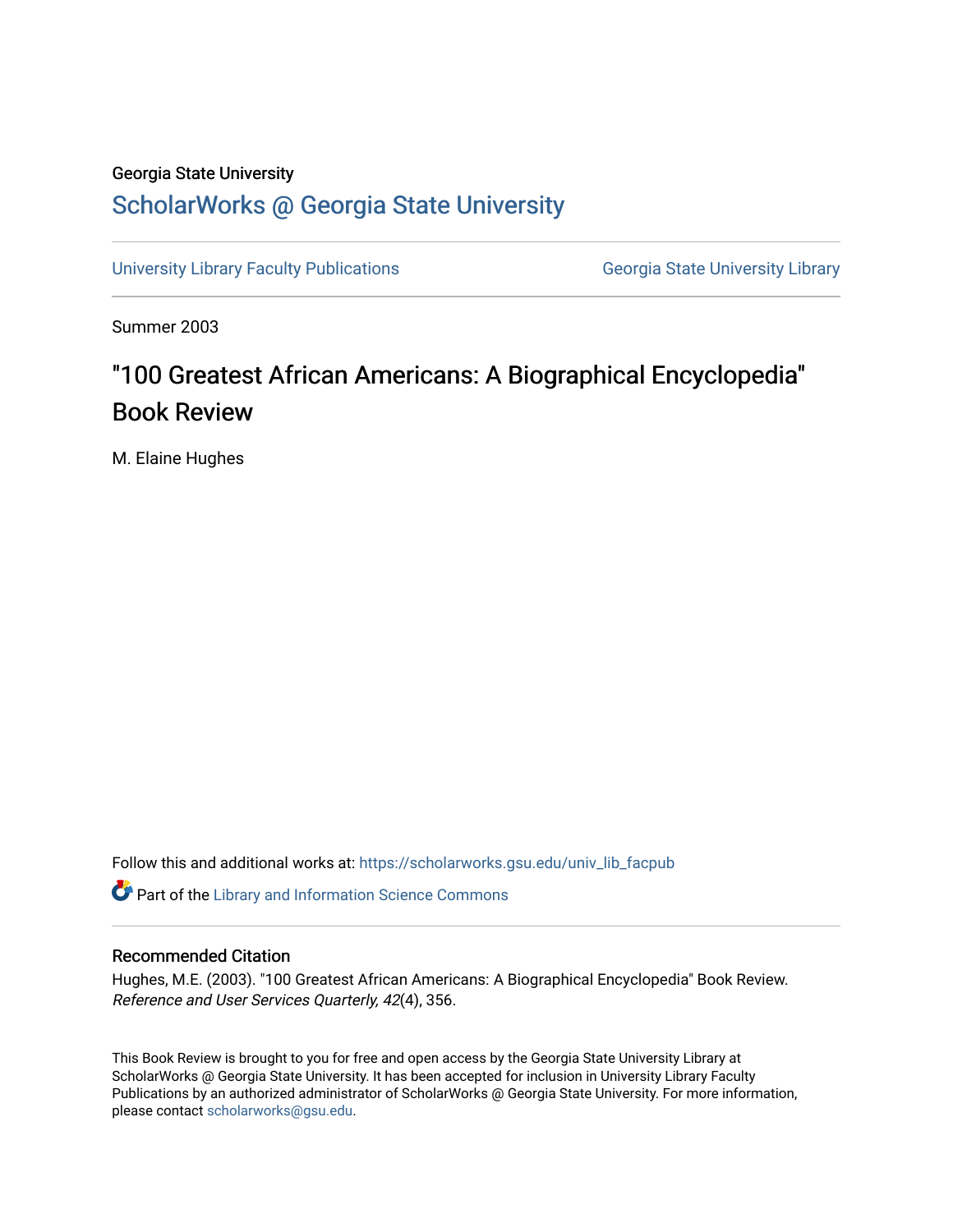Georgia State University

# ScholarWorks @ Georgia State University

University Library Faculty Publications | Georgia State University Library

Summer 2003

# "100 Greatest African Americans: A Biographical Encyclopedia" Book Review

M. Elaine Hughes

Follow this and additional works at: https://scholarworks.gsu.edu/univ_lib_facpub

Part of the Library and Information Science Commons

## Recommended Citation

Hughes, M.E. (2003). "100 Greatest African Americans: A Biographical Encyclopedia" Book Review. *Reference and User Services Quarterly, 42*(4), 356.

This Book Review is brought to you for free and open access by the Georgia State University Library at ScholarWorks @ Georgia State University. It has been accepted for inclusion in University Library Faculty Publications by an authorized administrator of ScholarWorks @ Georgia State University. For more information, please contact scholarworks@gsu.edu.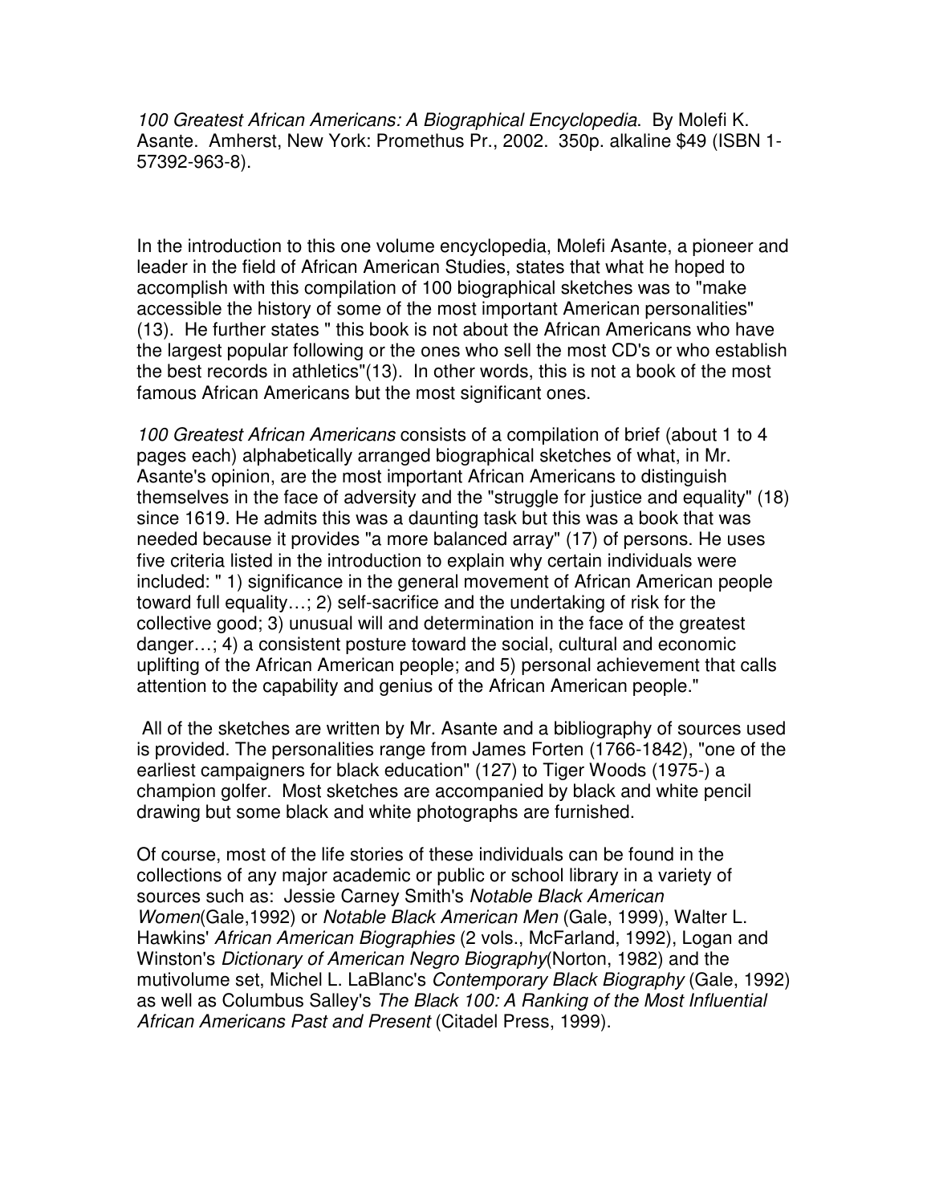*100 Greatest African Americans: A Biographical Encyclopedia*. By Molefi K. Asante. Amherst, New York: Promethus Pr., 2002. 350p. alkaline $49 (ISBN 1-57392-963-8).

In the introduction to this one volume encyclopedia, Molefi Asante, a pioneer and leader in the field of African American Studies, states that what he hoped to accomplish with this compilation of 100 biographical sketches was to "make accessible the history of some of the most important American personalities" (13). He further states " this book is not about the African Americans who have the largest popular following or the ones who sell the most CD's or who establish the best records in athletics"(13). In other words, this is not a book of the most famous African Americans but the most significant ones.

*100 Greatest African Americans* consists of a compilation of brief (about 1 to 4 pages each) alphabetically arranged biographical sketches of what, in Mr. Asante's opinion, are the most important African Americans to distinguish themselves in the face of adversity and the "struggle for justice and equality" (18) since 1619. He admits this was a daunting task but this was a book that was needed because it provides "a more balanced array" (17) of persons. He uses five criteria listed in the introduction to explain why certain individuals were included: " 1) significance in the general movement of African American people toward full equality…; 2) self-sacrifice and the undertaking of risk for the collective good; 3) unusual will and determination in the face of the greatest danger…; 4) a consistent posture toward the social, cultural and economic uplifting of the African American people; and 5) personal achievement that calls attention to the capability and genius of the African American people."

All of the sketches are written by Mr. Asante and a bibliography of sources used is provided. The personalities range from James Forten (1766-1842), "one of the earliest campaigners for black education" (127) to Tiger Woods (1975-) a champion golfer. Most sketches are accompanied by black and white pencil drawing but some black and white photographs are furnished.

Of course, most of the life stories of these individuals can be found in the collections of any major academic or public or school library in a variety of sources such as: Jessie Carney Smith's *Notable Black American Women*(Gale,1992) or *Notable Black American Men* (Gale, 1999), Walter L. Hawkins' *African American Biographies* (2 vols., McFarland, 1992), Logan and Winston's *Dictionary of American Negro Biography*(Norton, 1982) and the mutivolume set, Michel L. LaBlanc's *Contemporary Black Biography* (Gale, 1992) as well as Columbus Salley's *The Black 100: A Ranking of the Most Influential African Americans Past and Present* (Citadel Press, 1999).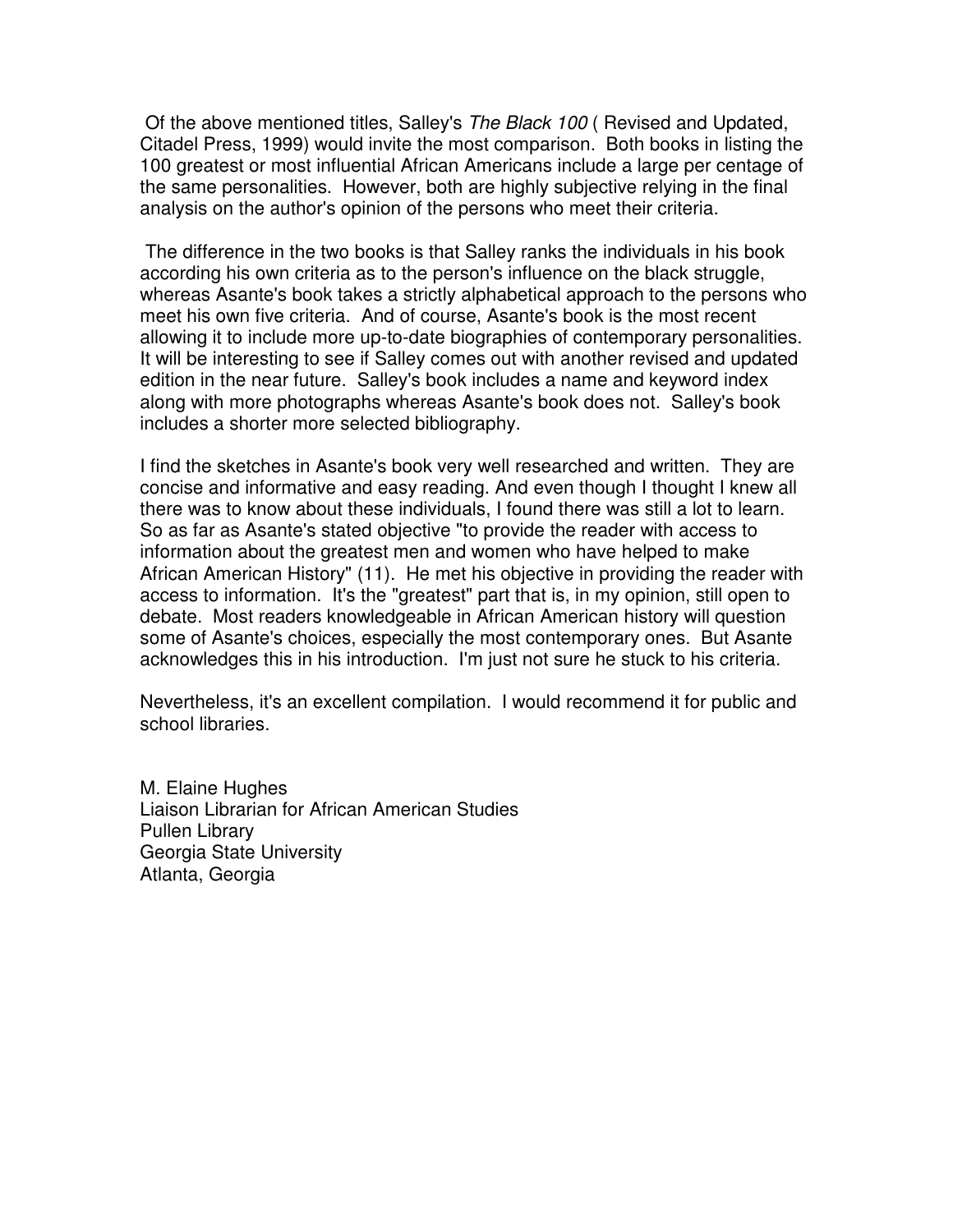Of the above mentioned titles, Salley's *The Black 100* ( Revised and Updated, Citadel Press, 1999) would invite the most comparison. Both books in listing the 100 greatest or most influential African Americans include a large per centage of the same personalities. However, both are highly subjective relying in the final analysis on the author's opinion of the persons who meet their criteria.

The difference in the two books is that Salley ranks the individuals in his book according his own criteria as to the person's influence on the black struggle, whereas Asante's book takes a strictly alphabetical approach to the persons who meet his own five criteria. And of course, Asante's book is the most recent allowing it to include more up-to-date biographies of contemporary personalities. It will be interesting to see if Salley comes out with another revised and updated edition in the near future. Salley's book includes a name and keyword index along with more photographs whereas Asante's book does not. Salley's book includes a shorter more selected bibliography.

I find the sketches in Asante's book very well researched and written. They are concise and informative and easy reading. And even though I thought I knew all there was to know about these individuals, I found there was still a lot to learn. So as far as Asante's stated objective "to provide the reader with access to information about the greatest men and women who have helped to make African American History" (11). He met his objective in providing the reader with access to information. It's the "greatest" part that is, in my opinion, still open to debate. Most readers knowledgeable in African American history will question some of Asante's choices, especially the most contemporary ones. But Asante acknowledges this in his introduction. I'm just not sure he stuck to his criteria.

Nevertheless, it's an excellent compilation. I would recommend it for public and school libraries.

M. Elaine Hughes
Liaison Librarian for African American Studies
Pullen Library
Georgia State University
Atlanta, Georgia